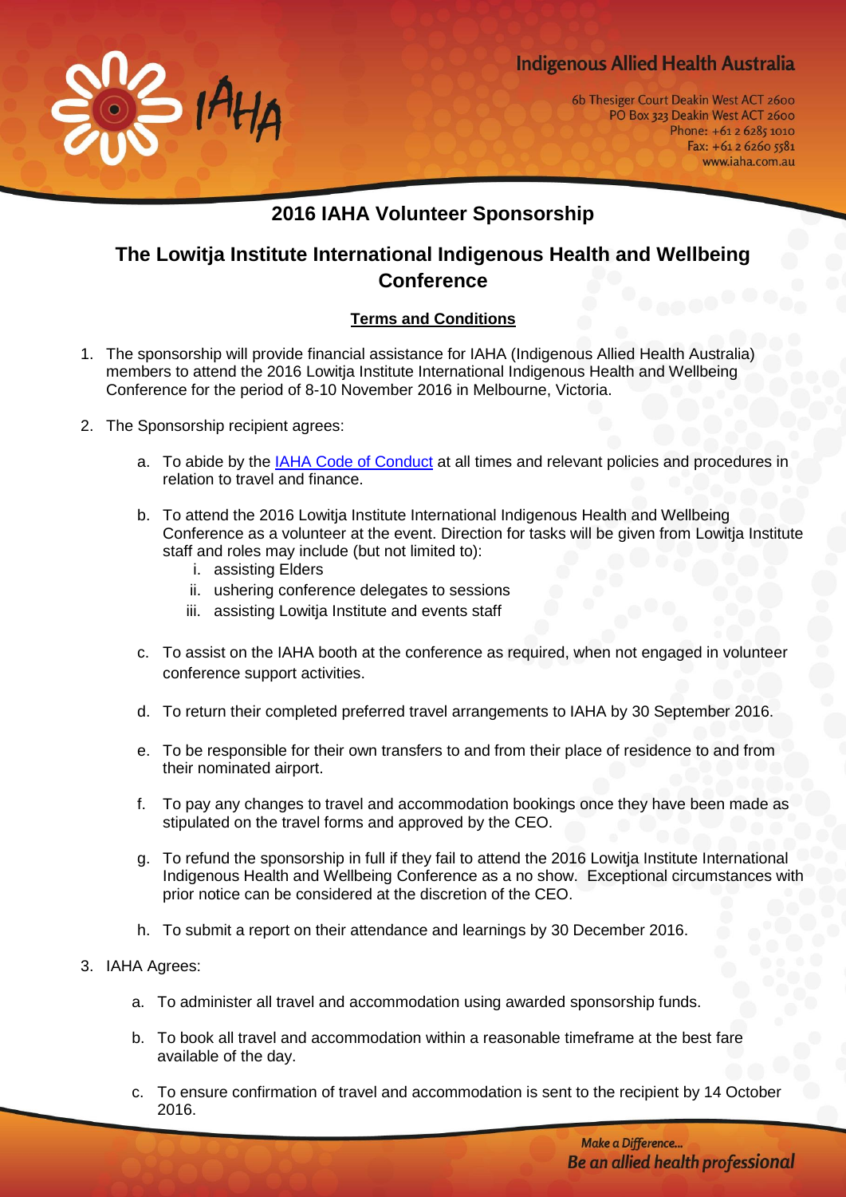Indigenous Allied Health Australia

6b Thesiger Court Deakin West ACT 2600
PO Box 323 Deakin West ACT 2600
Phone: +61 2 6285 1010
Fax: +61 2 6260 5581
www.iaha.com.au

# 2016 IAHA Volunteer Sponsorship

## The Lowitja Institute International Indigenous Health and Wellbeing Conference

**Terms and Conditions**

1. The sponsorship will provide financial assistance for IAHA (Indigenous Allied Health Australia) members to attend the 2016 Lowitja Institute International Indigenous Health and Wellbeing Conference for the period of 8-10 November 2016 in Melbourne, Victoria.

2. The Sponsorship recipient agrees:

   a. To abide by the IAHA Code of Conduct at all times and relevant policies and procedures in relation to travel and finance.

   b. To attend the 2016 Lowitja Institute International Indigenous Health and Wellbeing Conference as a volunteer at the event. Direction for tasks will be given from Lowitja Institute staff and roles may include (but not limited to):
      i. assisting Elders
      ii. ushering conference delegates to sessions
      iii. assisting Lowitja Institute and events staff

   c. To assist on the IAHA booth at the conference as required, when not engaged in volunteer conference support activities.

   d. To return their completed preferred travel arrangements to IAHA by 30 September 2016.

   e. To be responsible for their own transfers to and from their place of residence to and from their nominated airport.

   f. To pay any changes to travel and accommodation bookings once they have been made as stipulated on the travel forms and approved by the CEO.

   g. To refund the sponsorship in full if they fail to attend the 2016 Lowitja Institute International Indigenous Health and Wellbeing Conference as a no show. Exceptional circumstances with prior notice can be considered at the discretion of the CEO.

   h. To submit a report on their attendance and learnings by 30 December 2016.

3. IAHA Agrees:

   a. To administer all travel and accommodation using awarded sponsorship funds.

   b. To book all travel and accommodation within a reasonable timeframe at the best fare available of the day.

   c. To ensure confirmation of travel and accommodation is sent to the recipient by 14 October 2016.

*Make a Difference...*
***Be an allied health professional***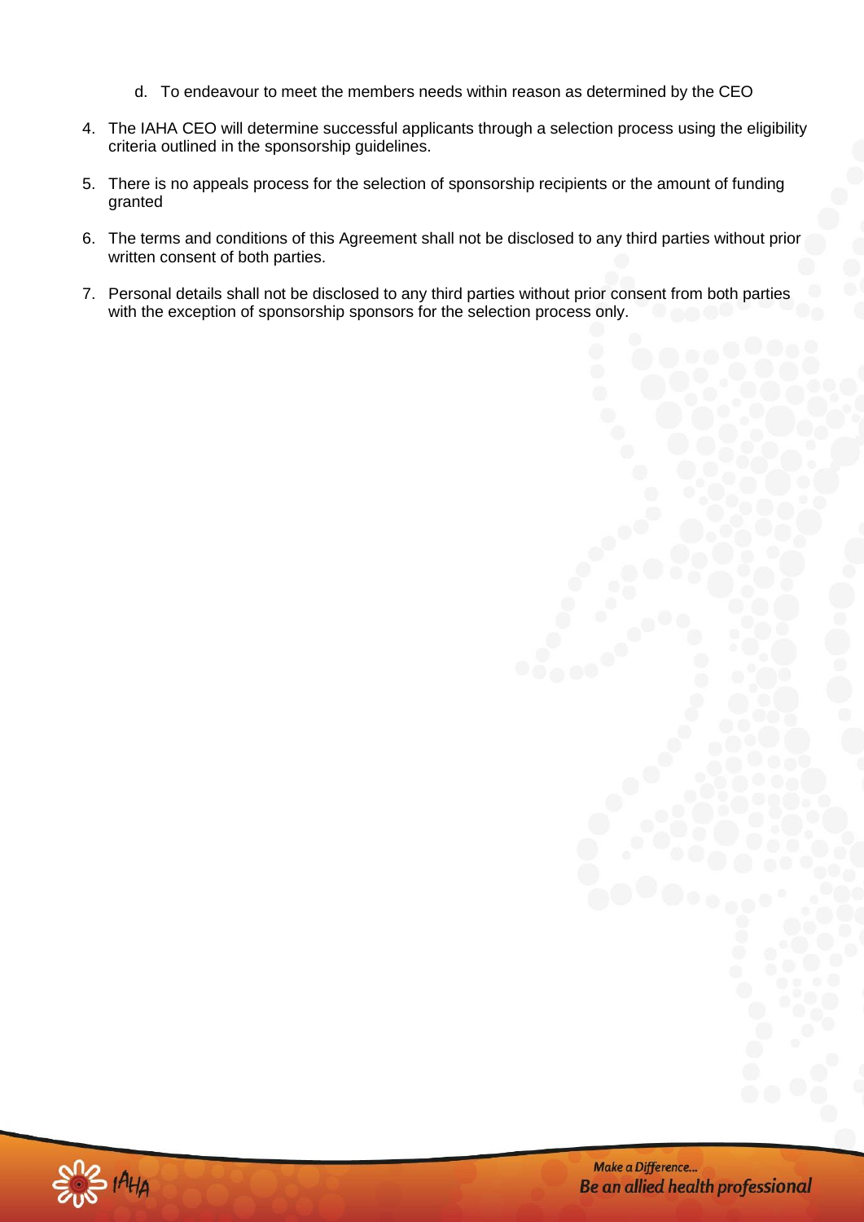d. To endeavour to meet the members needs within reason as determined by the CEO

4. The IAHA CEO will determine successful applicants through a selection process using the eligibility criteria outlined in the sponsorship guidelines.

5. There is no appeals process for the selection of sponsorship recipients or the amount of funding granted

6. The terms and conditions of this Agreement shall not be disclosed to any third parties without prior written consent of both parties.

7. Personal details shall not be disclosed to any third parties without prior consent from both parties with the exception of sponsorship sponsors for the selection process only.